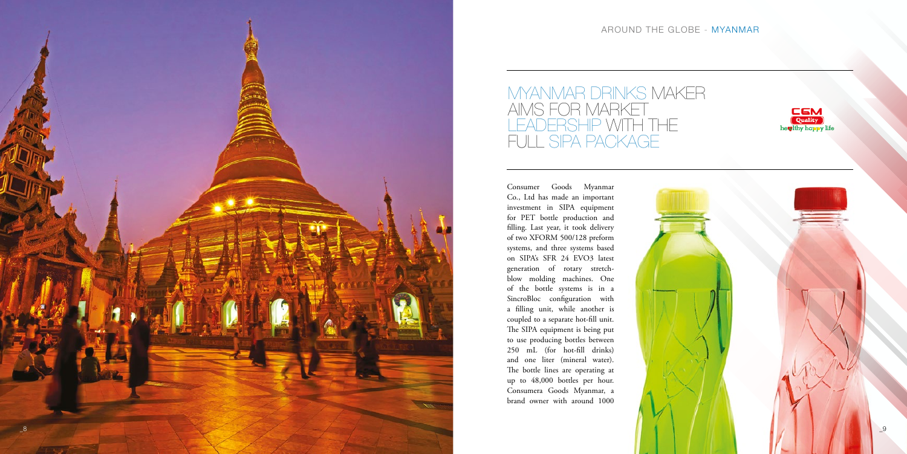# MYANMAR DRINKS MAKER AIMS FOR MARKET LEADERSHIP WITH THE FULL SIPA PACKAGE

Consumer Goods Myanmar Co., Ltd has made an important investment in SIPA equipment for PET bottle production and filling. Last year, it took delivery of two XFORM 500/128 preform systems, and three systems based on SIPA's SFR 24 EVO3 latest generation of rotary stretch-blow molding machines. One of the bottle systems is in a SincroBloc configuration with a filling unit, while another is coupled to a separate hot-fill unit. The SIPA equipment is being put to use producing bottles between 250 mL (for hot-fill drinks) and one liter (mineral water). The bottle lines are operating at up to 48,000 bottles per hour. Consumera Goods Myanmar, a brand owner with around 1000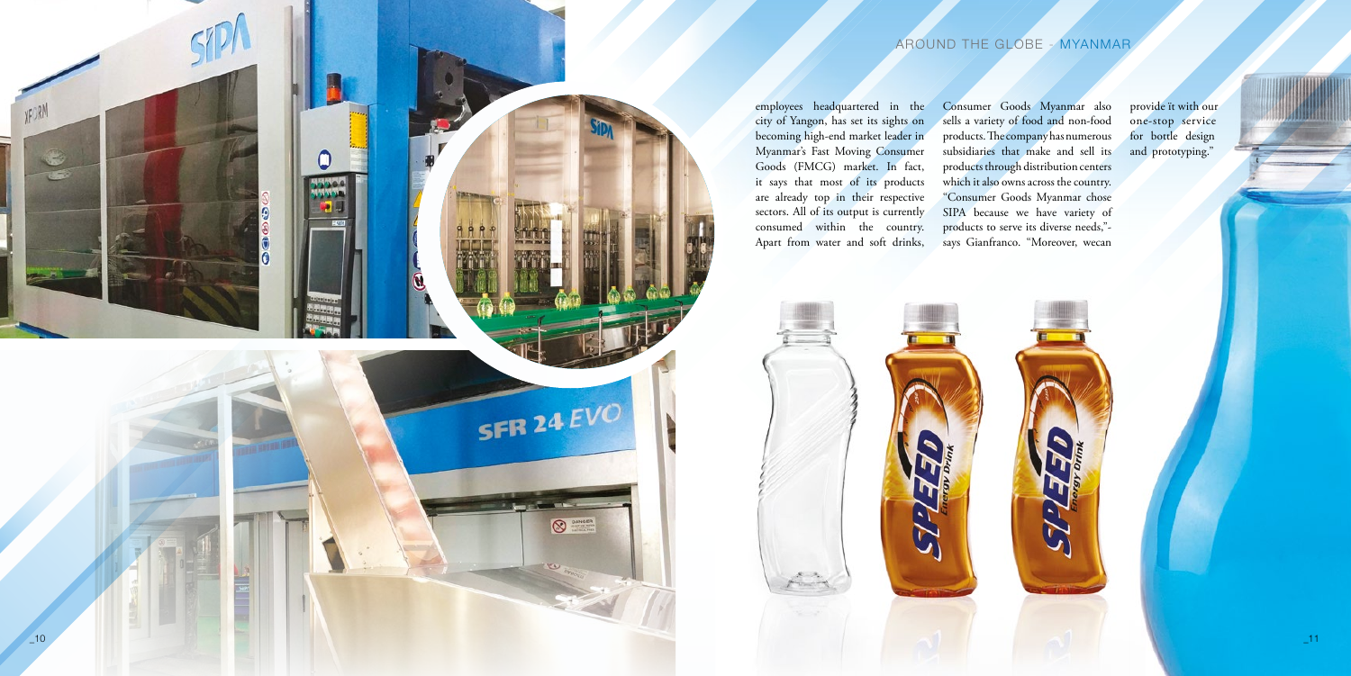employees headquartered in the city of Yangon, has set its sights on becoming high-end market leader in Myanmar's Fast Moving Consumer Goods (FMCG) market. In fact, it says that most of its products are already top in their respective sectors. All of its output is currently consumed within the country. Apart from water and soft drinks, Consumer Goods Myanmar also sells a variety of food and non-food products. The company has numerous subsidiaries that make and sell its products through distribution centers which it also owns across the country. "Consumer Goods Myanmar chose SIPA because we have variety of products to serve its diverse needs,"- says Gianfranco. "Moreover, wecan provide it with our one-stop service for bottle design and prototyping."